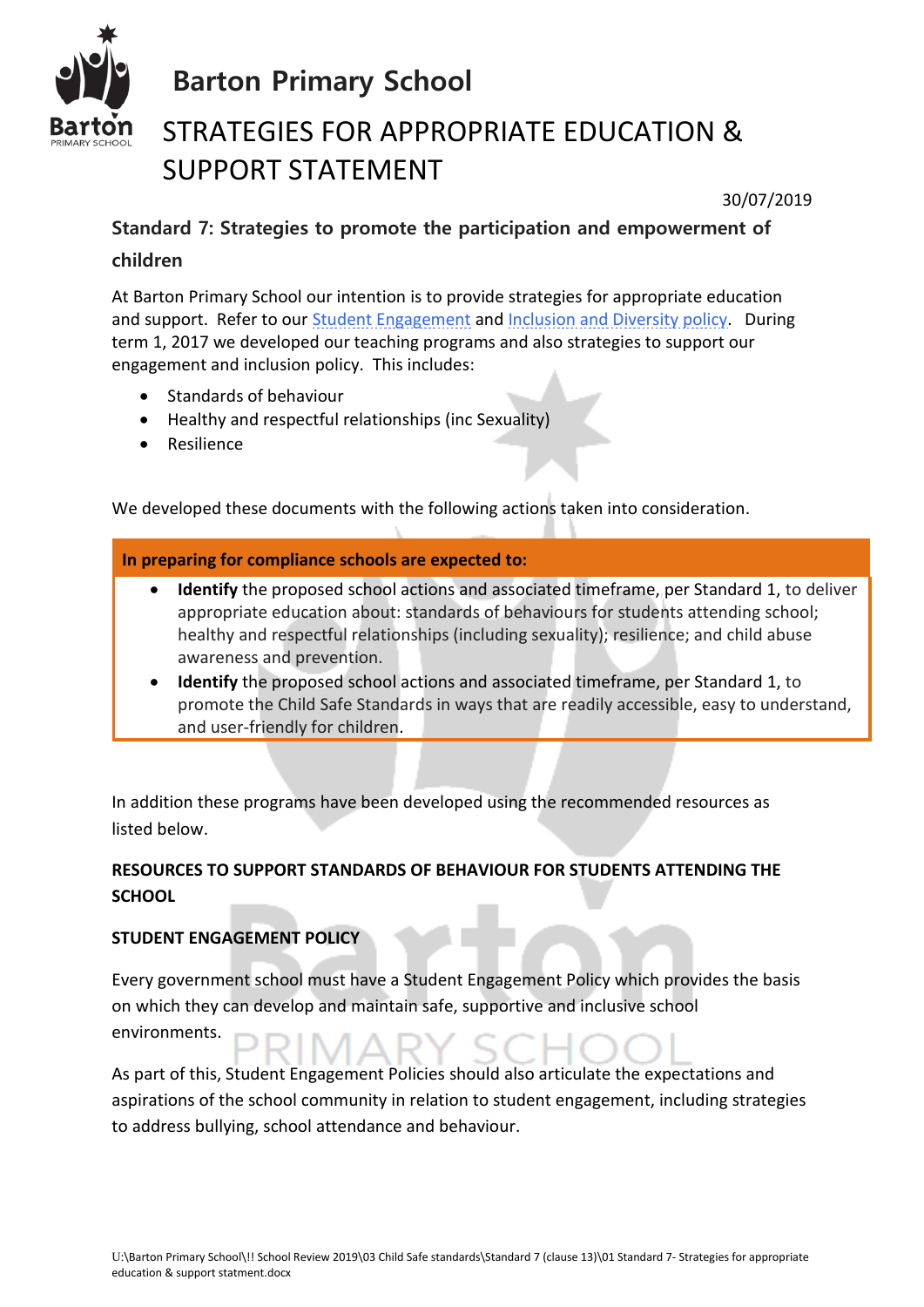# Barton Primary School

## STRATEGIES FOR APPROPRIATE EDUCATION & SUPPORT STATEMENT

30/07/2019

### Standard 7: Strategies to promote the participation and empowerment of children

At Barton Primary School our intention is to provide strategies for appropriate education and support. Refer to our Student Engagement and Inclusion and Diversity policy. During term 1, 2017 we developed our teaching programs and also strategies to support our engagement and inclusion policy. This includes:

- Standards of behaviour
- Healthy and respectful relationships (inc Sexuality)
- Resilience

We developed these documents with the following actions taken into consideration.

**In preparing for compliance schools are expected to:**

- **Identify** the proposed school actions and associated timeframe, per Standard 1, to deliver appropriate education about: standards of behaviours for students attending school; healthy and respectful relationships (including sexuality); resilience; and child abuse awareness and prevention.
- **Identify** the proposed school actions and associated timeframe, per Standard 1, to promote the Child Safe Standards in ways that are readily accessible, easy to understand, and user-friendly for children.

In addition these programs have been developed using the recommended resources as listed below.

**RESOURCES TO SUPPORT STANDARDS OF BEHAVIOUR FOR STUDENTS ATTENDING THE SCHOOL**

**STUDENT ENGAGEMENT POLICY**

Every government school must have a Student Engagement Policy which provides the basis on which they can develop and maintain safe, supportive and inclusive school environments.

As part of this, Student Engagement Policies should also articulate the expectations and aspirations of the school community in relation to student engagement, including strategies to address bullying, school attendance and behaviour.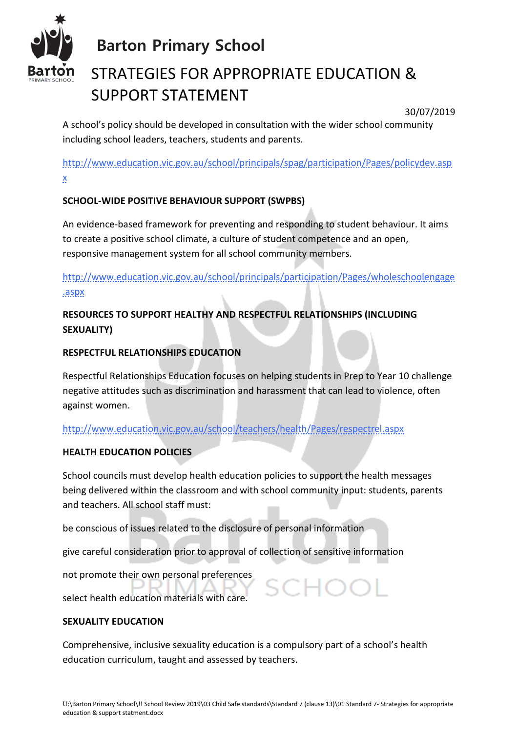# Barton Primary School

## STRATEGIES FOR APPROPRIATE EDUCATION & SUPPORT STATEMENT

30/07/2019

A school's policy should be developed in consultation with the wider school community including school leaders, teachers, students and parents.

http://www.education.vic.gov.au/school/principals/spag/participation/Pages/policydev.aspx

**SCHOOL-WIDE POSITIVE BEHAVIOUR SUPPORT (SWPBS)**

An evidence-based framework for preventing and responding to student behaviour. It aims to create a positive school climate, a culture of student competence and an open, responsive management system for all school community members.

http://www.education.vic.gov.au/school/principals/participation/Pages/wholeschoolengage.aspx

**RESOURCES TO SUPPORT HEALTHY AND RESPECTFUL RELATIONSHIPS (INCLUDING SEXUALITY)**

**RESPECTFUL RELATIONSHIPS EDUCATION**

Respectful Relationships Education focuses on helping students in Prep to Year 10 challenge negative attitudes such as discrimination and harassment that can lead to violence, often against women.

http://www.education.vic.gov.au/school/teachers/health/Pages/respectrel.aspx

**HEALTH EDUCATION POLICIES**

School councils must develop health education policies to support the health messages being delivered within the classroom and with school community input: students, parents and teachers. All school staff must:

be conscious of issues related to the disclosure of personal information

give careful consideration prior to approval of collection of sensitive information

not promote their own personal preferences

select health education materials with care.

**SEXUALITY EDUCATION**

Comprehensive, inclusive sexuality education is a compulsory part of a school's health education curriculum, taught and assessed by teachers.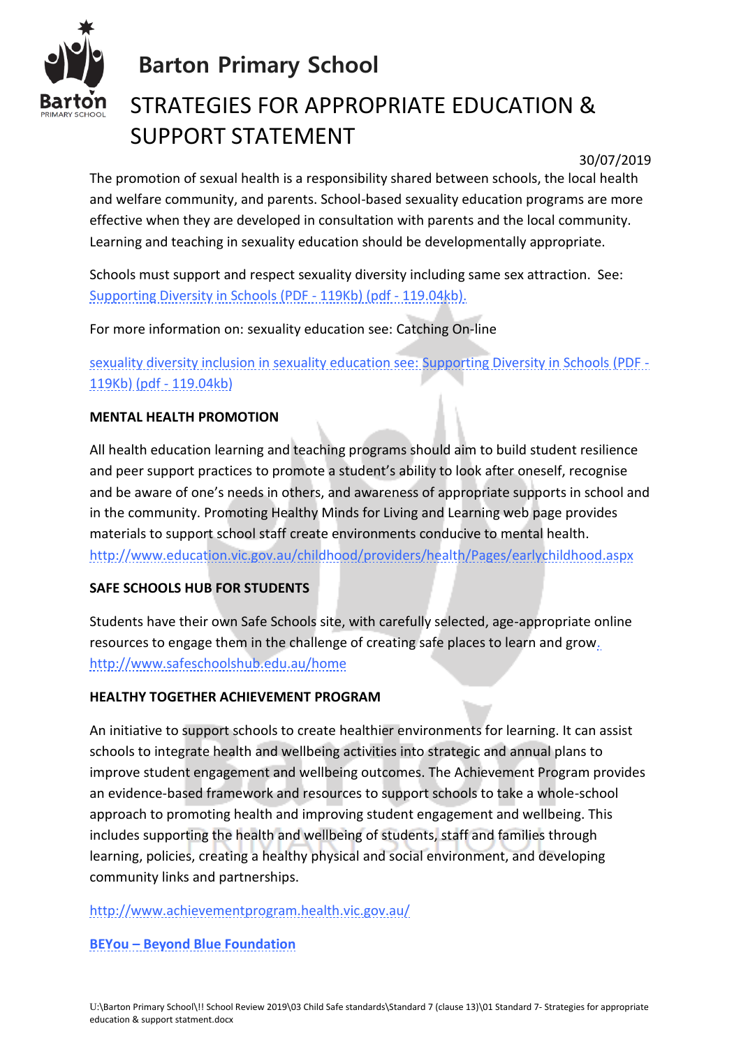# Barton Primary School

## STRATEGIES FOR APPROPRIATE EDUCATION & SUPPORT STATEMENT

30/07/2019

The promotion of sexual health is a responsibility shared between schools, the local health and welfare community, and parents. School-based sexuality education programs are more effective when they are developed in consultation with parents and the local community. Learning and teaching in sexuality education should be developmentally appropriate.

Schools must support and respect sexuality diversity including same sex attraction. See: Supporting Diversity in Schools (PDF - 119Kb) (pdf - 119.04kb).

For more information on: sexuality education see: Catching On-line

sexuality diversity inclusion in sexuality education see: Supporting Diversity in Schools (PDF - 119Kb) (pdf - 119.04kb)

**MENTAL HEALTH PROMOTION**

All health education learning and teaching programs should aim to build student resilience and peer support practices to promote a student's ability to look after oneself, recognise and be aware of one's needs in others, and awareness of appropriate supports in school and in the community. Promoting Healthy Minds for Living and Learning web page provides materials to support school staff create environments conducive to mental health. http://www.education.vic.gov.au/childhood/providers/health/Pages/earlychildhood.aspx

**SAFE SCHOOLS HUB FOR STUDENTS**

Students have their own Safe Schools site, with carefully selected, age-appropriate online resources to engage them in the challenge of creating safe places to learn and grow. http://www.safeschoolshub.edu.au/home

**HEALTHY TOGETHER ACHIEVEMENT PROGRAM**

An initiative to support schools to create healthier environments for learning. It can assist schools to integrate health and wellbeing activities into strategic and annual plans to improve student engagement and wellbeing outcomes. The Achievement Program provides an evidence-based framework and resources to support schools to take a whole-school approach to promoting health and improving student engagement and wellbeing. This includes supporting the health and wellbeing of students, staff and families through learning, policies, creating a healthy physical and social environment, and developing community links and partnerships.

http://www.achievementprogram.health.vic.gov.au/

**BEYou – Beyond Blue Foundation**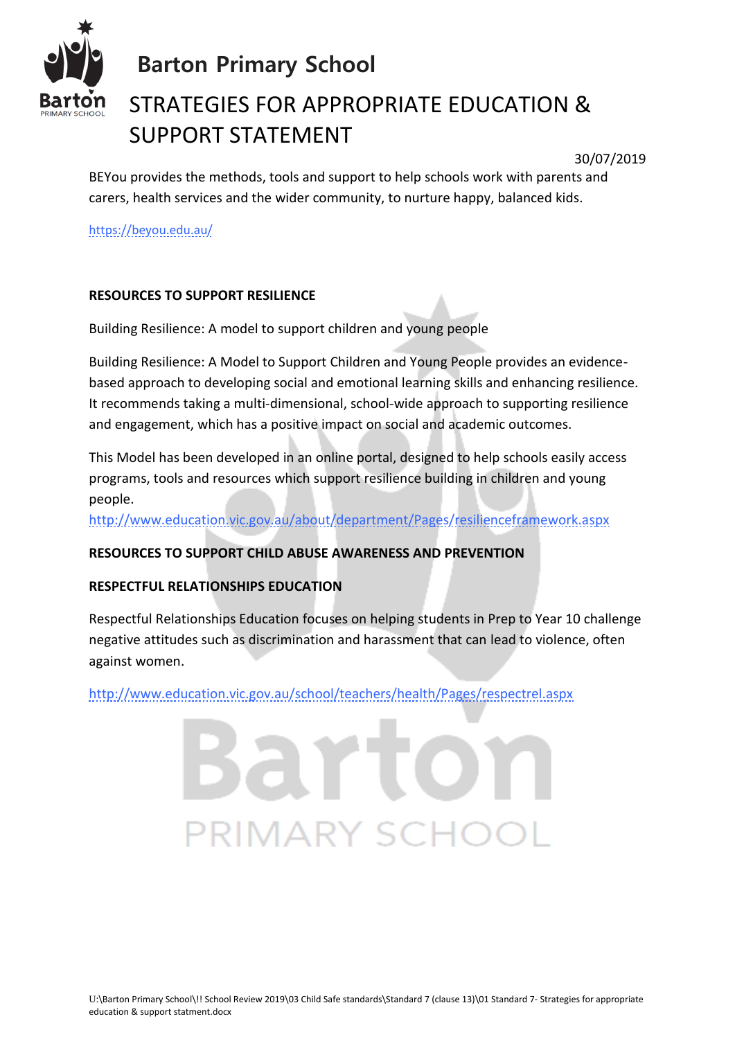# Barton Primary School

## STRATEGIES FOR APPROPRIATE EDUCATION & SUPPORT STATEMENT

30/07/2019

BEYou provides the methods, tools and support to help schools work with parents and carers, health services and the wider community, to nurture happy, balanced kids.

https://beyou.edu.au/

**RESOURCES TO SUPPORT RESILIENCE**

Building Resilience: A model to support children and young people

Building Resilience: A Model to Support Children and Young People provides an evidence-based approach to developing social and emotional learning skills and enhancing resilience. It recommends taking a multi-dimensional, school-wide approach to supporting resilience and engagement, which has a positive impact on social and academic outcomes.

This Model has been developed in an online portal, designed to help schools easily access programs, tools and resources which support resilience building in children and young people.
http://www.education.vic.gov.au/about/department/Pages/resilienceframework.aspx

**RESOURCES TO SUPPORT CHILD ABUSE AWARENESS AND PREVENTION**

**RESPECTFUL RELATIONSHIPS EDUCATION**

Respectful Relationships Education focuses on helping students in Prep to Year 10 challenge negative attitudes such as discrimination and harassment that can lead to violence, often against women.

http://www.education.vic.gov.au/school/teachers/health/Pages/respectrel.aspx